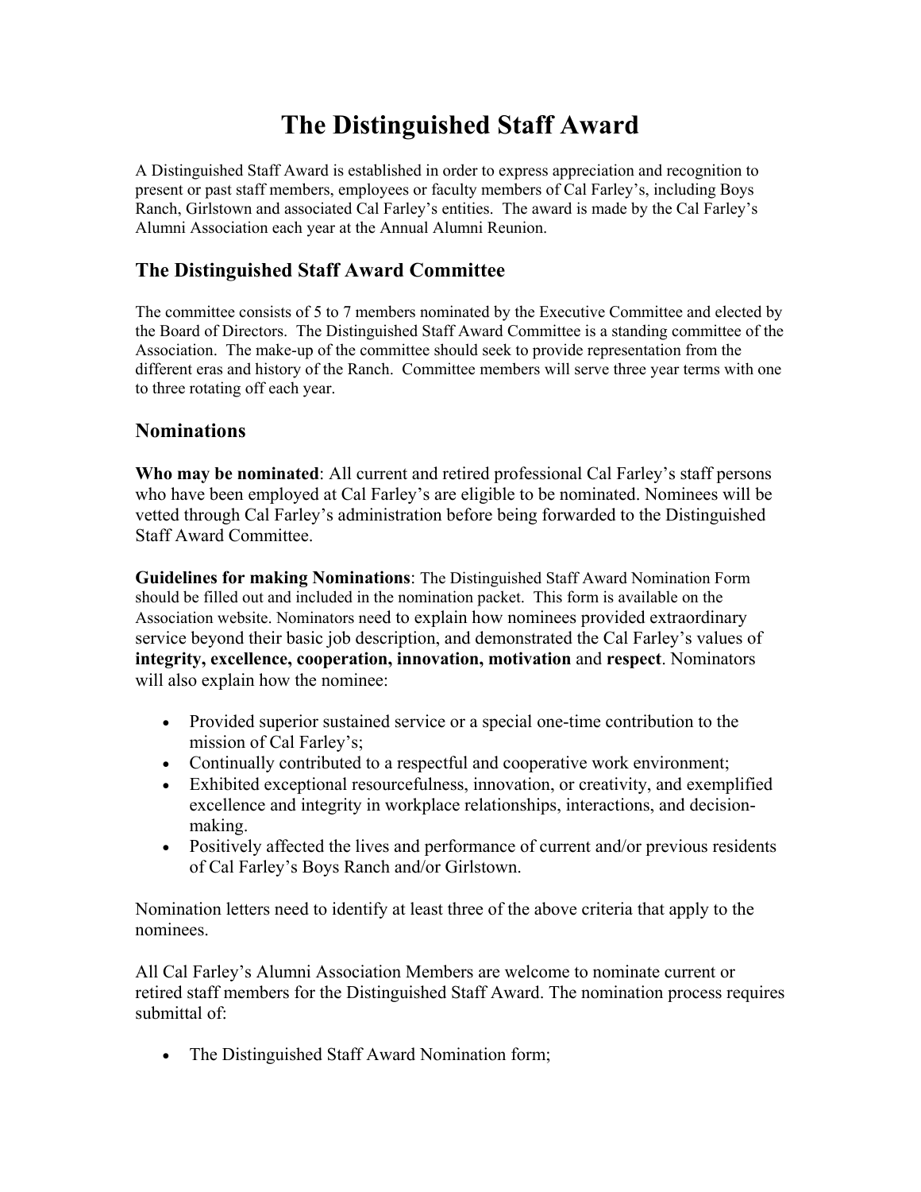# The Distinguished Staff Award

A Distinguished Staff Award is established in order to express appreciation and recognition to present or past staff members, employees or faculty members of Cal Farley's, including Boys Ranch, Girlstown and associated Cal Farley's entities. The award is made by the Cal Farley's Alumni Association each year at the Annual Alumni Reunion.

## The Distinguished Staff Award Committee

The committee consists of 5 to 7 members nominated by the Executive Committee and elected by the Board of Directors. The Distinguished Staff Award Committee is a standing committee of the Association. The make-up of the committee should seek to provide representation from the different eras and history of the Ranch. Committee members will serve three year terms with one to three rotating off each year.

## Nominations

**Who may be nominated**: All current and retired professional Cal Farley's staff persons who have been employed at Cal Farley's are eligible to be nominated. Nominees will be vetted through Cal Farley's administration before being forwarded to the Distinguished Staff Award Committee.

**Guidelines for making Nominations**: The Distinguished Staff Award Nomination Form should be filled out and included in the nomination packet. This form is available on the Association website. Nominators need to explain how nominees provided extraordinary service beyond their basic job description, and demonstrated the Cal Farley's values of **integrity, excellence, cooperation, innovation, motivation** and **respect**. Nominators will also explain how the nominee:

- Provided superior sustained service or a special one-time contribution to the mission of Cal Farley's;
- Continually contributed to a respectful and cooperative work environment;
- Exhibited exceptional resourcefulness, innovation, or creativity, and exemplified excellence and integrity in workplace relationships, interactions, and decision-making.
- Positively affected the lives and performance of current and/or previous residents of Cal Farley's Boys Ranch and/or Girlstown.

Nomination letters need to identify at least three of the above criteria that apply to the nominees.

All Cal Farley's Alumni Association Members are welcome to nominate current or retired staff members for the Distinguished Staff Award. The nomination process requires submittal of:

- The Distinguished Staff Award Nomination form;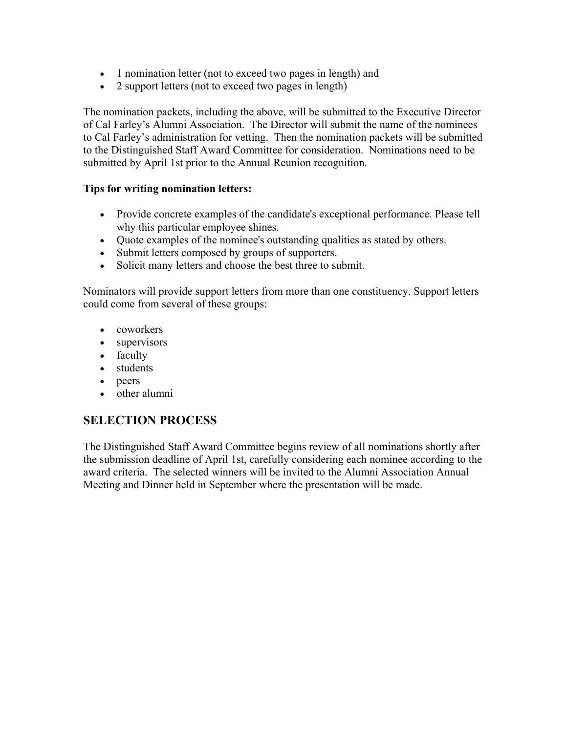- 1 nomination letter (not to exceed two pages in length) and
- 2 support letters (not to exceed two pages in length)

The nomination packets, including the above, will be submitted to the Executive Director of Cal Farley's Alumni Association. The Director will submit the name of the nominees to Cal Farley's administration for vetting. Then the nomination packets will be submitted to the Distinguished Staff Award Committee for consideration. Nominations need to be submitted by April 1st prior to the Annual Reunion recognition.

**Tips for writing nomination letters:**

- Provide concrete examples of the candidate's exceptional performance. Please tell why this particular employee shines.
- Quote examples of the nominee's outstanding qualities as stated by others.
- Submit letters composed by groups of supporters.
- Solicit many letters and choose the best three to submit.

Nominators will provide support letters from more than one constituency. Support letters could come from several of these groups:

- coworkers
- supervisors
- faculty
- students
- peers
- other alumni

## SELECTION PROCESS

The Distinguished Staff Award Committee begins review of all nominations shortly after the submission deadline of April 1st, carefully considering each nominee according to the award criteria. The selected winners will be invited to the Alumni Association Annual Meeting and Dinner held in September where the presentation will be made.